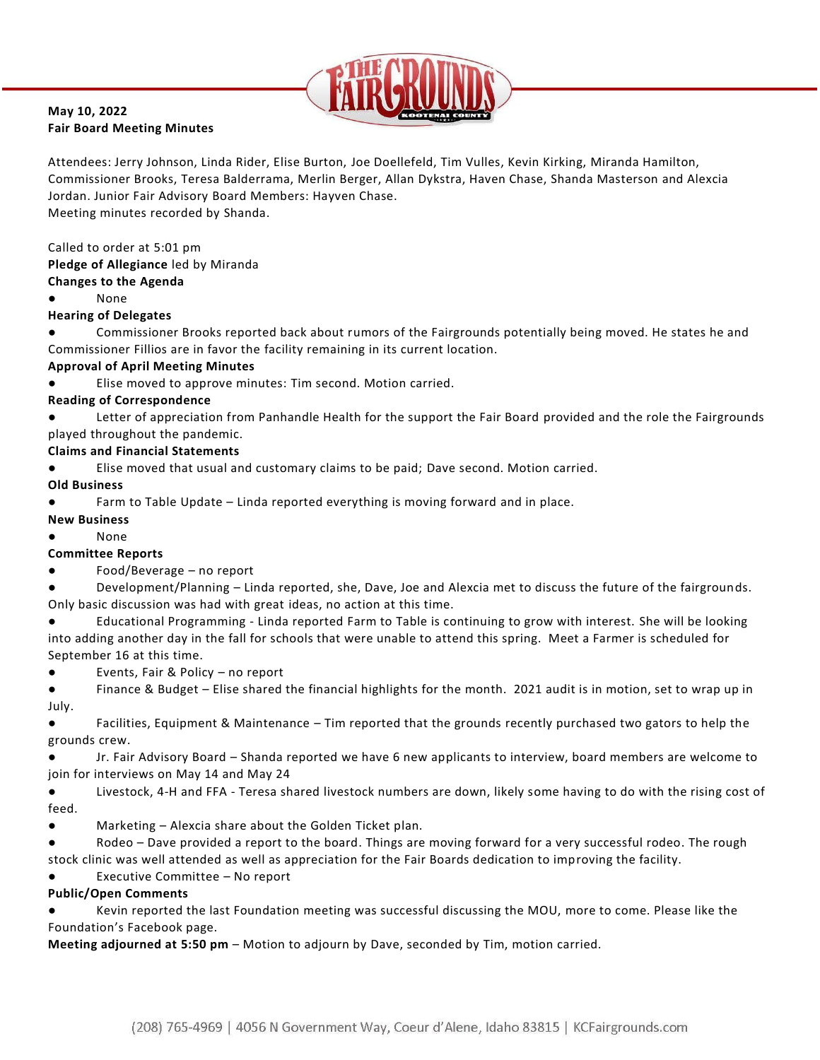**May 10, 2022**
**Fair Board Meeting Minutes**

Attendees: Jerry Johnson, Linda Rider, Elise Burton, Joe Doellefeld, Tim Vulles, Kevin Kirking, Miranda Hamilton, Commissioner Brooks, Teresa Balderrama, Merlin Berger, Allan Dykstra, Haven Chase, Shanda Masterson and Alexcia Jordan. Junior Fair Advisory Board Members: Hayven Chase.
Meeting minutes recorded by Shanda.

Called to order at 5:01 pm
**Pledge of Allegiance** led by Miranda
**Changes to the Agenda**
- None

**Hearing of Delegates**
- Commissioner Brooks reported back about rumors of the Fairgrounds potentially being moved. He states he and Commissioner Fillios are in favor the facility remaining in its current location.

**Approval of April Meeting Minutes**
- Elise moved to approve minutes: Tim second. Motion carried.

**Reading of Correspondence**
- Letter of appreciation from Panhandle Health for the support the Fair Board provided and the role the Fairgrounds played throughout the pandemic.

**Claims and Financial Statements**
- Elise moved that usual and customary claims to be paid; Dave second. Motion carried.

**Old Business**
- Farm to Table Update – Linda reported everything is moving forward and in place.

**New Business**
- None

**Committee Reports**
- Food/Beverage – no report
- Development/Planning – Linda reported, she, Dave, Joe and Alexcia met to discuss the future of the fairgrounds. Only basic discussion was had with great ideas, no action at this time.
- Educational Programming - Linda reported Farm to Table is continuing to grow with interest. She will be looking into adding another day in the fall for schools that were unable to attend this spring. Meet a Farmer is scheduled for September 16 at this time.
- Events, Fair & Policy – no report
- Finance & Budget – Elise shared the financial highlights for the month. 2021 audit is in motion, set to wrap up in July.
- Facilities, Equipment & Maintenance – Tim reported that the grounds recently purchased two gators to help the grounds crew.
- Jr. Fair Advisory Board – Shanda reported we have 6 new applicants to interview, board members are welcome to join for interviews on May 14 and May 24
- Livestock, 4-H and FFA - Teresa shared livestock numbers are down, likely some having to do with the rising cost of feed.
- Marketing – Alexcia share about the Golden Ticket plan.
- Rodeo – Dave provided a report to the board. Things are moving forward for a very successful rodeo. The rough stock clinic was well attended as well as appreciation for the Fair Boards dedication to improving the facility.
- Executive Committee – No report

**Public/Open Comments**
- Kevin reported the last Foundation meeting was successful discussing the MOU, more to come. Please like the Foundation's Facebook page.

**Meeting adjourned at 5:50 pm** – Motion to adjourn by Dave, seconded by Tim, motion carried.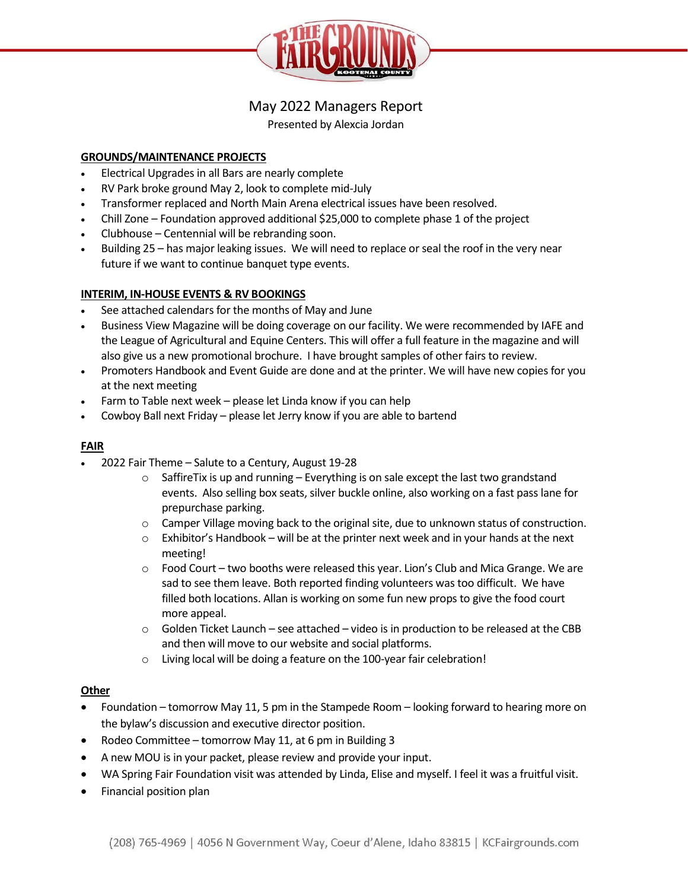# May 2022 Managers Report

Presented by Alexcia Jordan

**GROUNDS/MAINTENANCE PROJECTS**

- Electrical Upgrades in all Bars are nearly complete
- RV Park broke ground May 2, look to complete mid-July
- Transformer replaced and North Main Arena electrical issues have been resolved.
- Chill Zone – Foundation approved additional $25,000 to complete phase 1 of the project
- Clubhouse – Centennial will be rebranding soon.
- Building 25 – has major leaking issues. We will need to replace or seal the roof in the very near future if we want to continue banquet type events.

**INTERIM, IN-HOUSE EVENTS & RV BOOKINGS**

- See attached calendars for the months of May and June
- Business View Magazine will be doing coverage on our facility. We were recommended by IAFE and the League of Agricultural and Equine Centers. This will offer a full feature in the magazine and will also give us a new promotional brochure. I have brought samples of other fairs to review.
- Promoters Handbook and Event Guide are done and at the printer. We will have new copies for you at the next meeting
- Farm to Table next week – please let Linda know if you can help
- Cowboy Ball next Friday – please let Jerry know if you are able to bartend

**FAIR**

- 2022 Fair Theme – Salute to a Century, August 19-28
  - SaffireTix is up and running – Everything is on sale except the last two grandstand events. Also selling box seats, silver buckle online, also working on a fast pass lane for prepurchase parking.
  - Camper Village moving back to the original site, due to unknown status of construction.
  - Exhibitor's Handbook – will be at the printer next week and in your hands at the next meeting!
  - Food Court – two booths were released this year. Lion's Club and Mica Grange. We are sad to see them leave. Both reported finding volunteers was too difficult. We have filled both locations. Allan is working on some fun new props to give the food court more appeal.
  - Golden Ticket Launch – see attached – video is in production to be released at the CBB and then will move to our website and social platforms.
  - Living local will be doing a feature on the 100-year fair celebration!

**Other**

- Foundation – tomorrow May 11, 5 pm in the Stampede Room – looking forward to hearing more on the bylaw's discussion and executive director position.
- Rodeo Committee – tomorrow May 11, at 6 pm in Building 3
- A new MOU is in your packet, please review and provide your input.
- WA Spring Fair Foundation visit was attended by Linda, Elise and myself. I feel it was a fruitful visit.
- Financial position plan